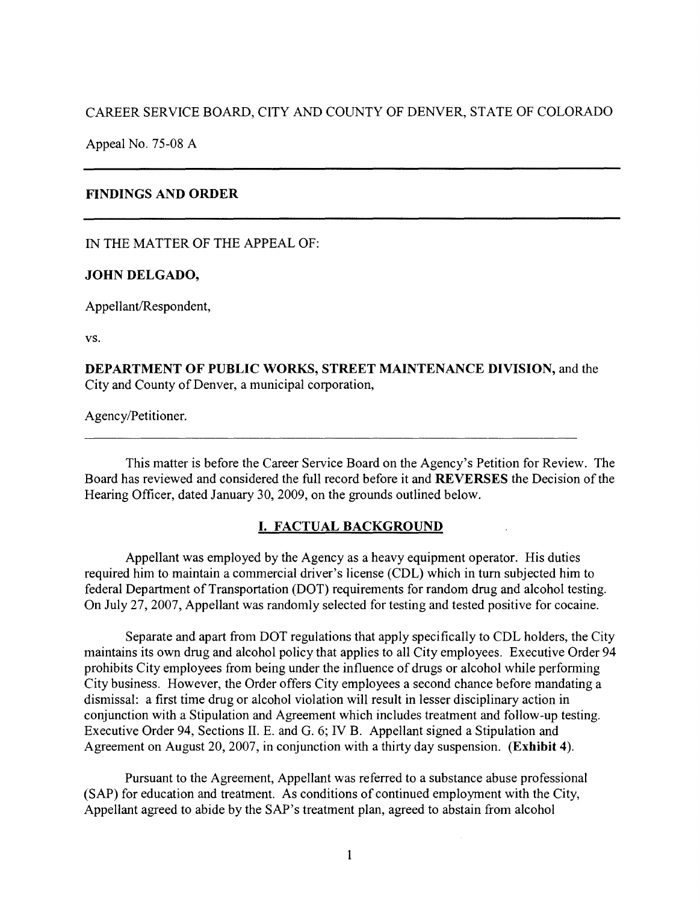CAREER SERVICE BOARD, CITY AND COUNTY OF DENVER, STATE OF COLORADO

Appeal No. 75-08 A

---

**FINDINGS AND ORDER**

---

IN THE MATTER OF THE APPEAL OF:

**JOHN DELGADO,**

Appellant/Respondent,

vs.

**DEPARTMENT OF PUBLIC WORKS, STREET MAINTENANCE DIVISION,** and the City and County of Denver, a municipal corporation,

Agency/Petitioner.

---

This matter is before the Career Service Board on the Agency's Petition for Review. The Board has reviewed and considered the full record before it and **REVERSES** the Decision of the Hearing Officer, dated January 30, 2009, on the grounds outlined below.

## I. FACTUAL BACKGROUND

Appellant was employed by the Agency as a heavy equipment operator. His duties required him to maintain a commercial driver's license (CDL) which in turn subjected him to federal Department of Transportation (DOT) requirements for random drug and alcohol testing. On July 27, 2007, Appellant was randomly selected for testing and tested positive for cocaine.

Separate and apart from DOT regulations that apply specifically to CDL holders, the City maintains its own drug and alcohol policy that applies to all City employees. Executive Order 94 prohibits City employees from being under the influence of drugs or alcohol while performing City business. However, the Order offers City employees a second chance before mandating a dismissal: a first time drug or alcohol violation will result in lesser disciplinary action in conjunction with a Stipulation and Agreement which includes treatment and follow-up testing. Executive Order 94, Sections II. E. and G. 6; IV B. Appellant signed a Stipulation and Agreement on August 20, 2007, in conjunction with a thirty day suspension. **(Exhibit 4)**.

Pursuant to the Agreement, Appellant was referred to a substance abuse professional (SAP) for education and treatment. As conditions of continued employment with the City, Appellant agreed to abide by the SAP's treatment plan, agreed to abstain from alcohol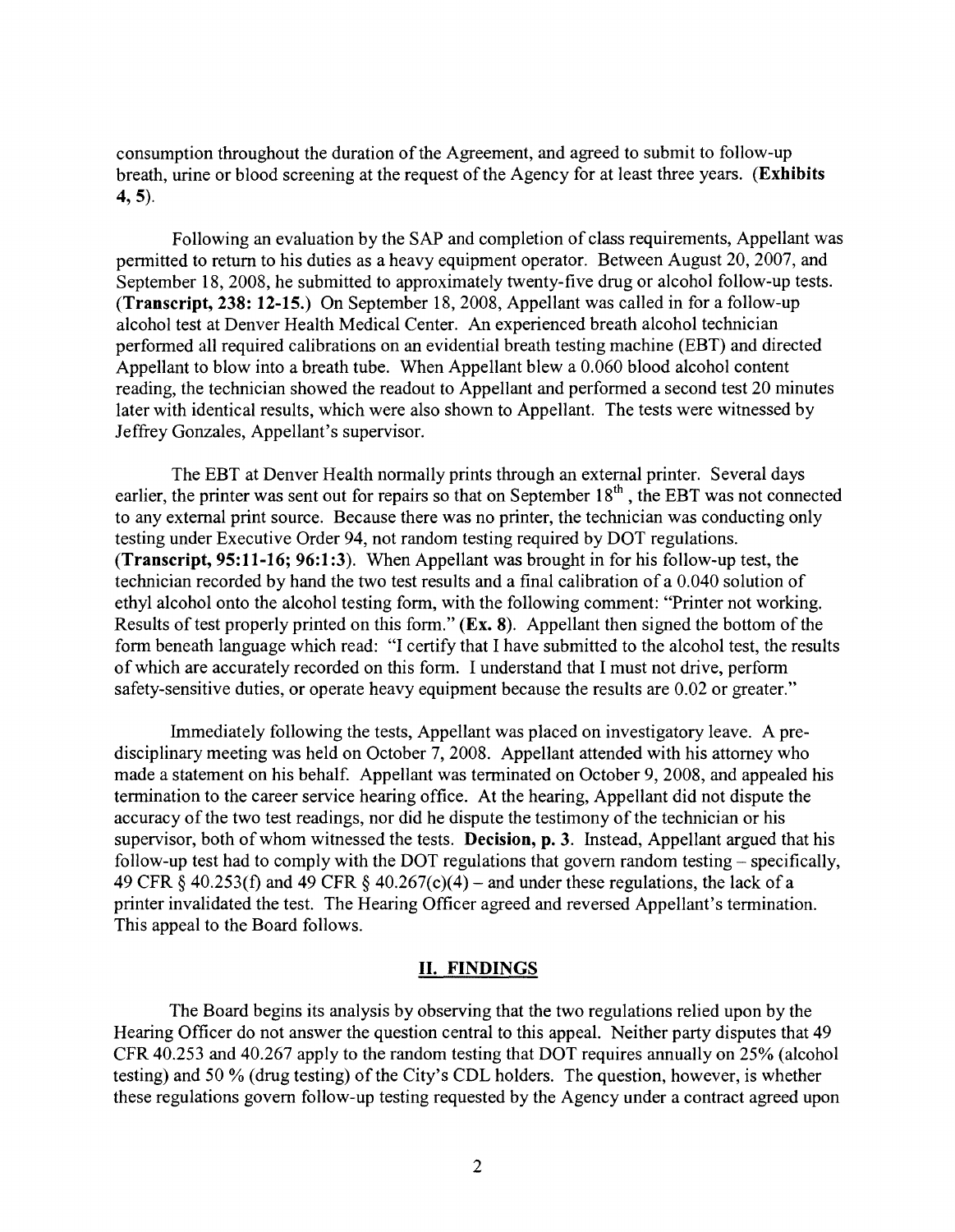consumption throughout the duration of the Agreement, and agreed to submit to follow-up breath, urine or blood screening at the request of the Agency for at least three years. (**Exhibits 4, 5**).

Following an evaluation by the SAP and completion of class requirements, Appellant was permitted to return to his duties as a heavy equipment operator. Between August 20, 2007, and September 18, 2008, he submitted to approximately twenty-five drug or alcohol follow-up tests. (**Transcript, 238: 12-15.**) On September 18, 2008, Appellant was called in for a follow-up alcohol test at Denver Health Medical Center. An experienced breath alcohol technician performed all required calibrations on an evidential breath testing machine (EBT) and directed Appellant to blow into a breath tube. When Appellant blew a 0.060 blood alcohol content reading, the technician showed the readout to Appellant and performed a second test 20 minutes later with identical results, which were also shown to Appellant. The tests were witnessed by Jeffrey Gonzales, Appellant's supervisor.

The EBT at Denver Health normally prints through an external printer. Several days earlier, the printer was sent out for repairs so that on September 18th, the EBT was not connected to any external print source. Because there was no printer, the technician was conducting only testing under Executive Order 94, not random testing required by DOT regulations. (**Transcript, 95:11-16; 96:1:3**). When Appellant was brought in for his follow-up test, the technician recorded by hand the two test results and a final calibration of a 0.040 solution of ethyl alcohol onto the alcohol testing form, with the following comment: "Printer not working. Results of test properly printed on this form." (**Ex. 8**). Appellant then signed the bottom of the form beneath language which read: "I certify that I have submitted to the alcohol test, the results of which are accurately recorded on this form. I understand that I must not drive, perform safety-sensitive duties, or operate heavy equipment because the results are 0.02 or greater."

Immediately following the tests, Appellant was placed on investigatory leave. A pre-disciplinary meeting was held on October 7, 2008. Appellant attended with his attorney who made a statement on his behalf. Appellant was terminated on October 9, 2008, and appealed his termination to the career service hearing office. At the hearing, Appellant did not dispute the accuracy of the two test readings, nor did he dispute the testimony of the technician or his supervisor, both of whom witnessed the tests. **Decision, p. 3**. Instead, Appellant argued that his follow-up test had to comply with the DOT regulations that govern random testing – specifically, 49 CFR § 40.253(f) and 49 CFR § 40.267(c)(4) – and under these regulations, the lack of a printer invalidated the test. The Hearing Officer agreed and reversed Appellant's termination. This appeal to the Board follows.

## II. FINDINGS

The Board begins its analysis by observing that the two regulations relied upon by the Hearing Officer do not answer the question central to this appeal. Neither party disputes that 49 CFR 40.253 and 40.267 apply to the random testing that DOT requires annually on 25% (alcohol testing) and 50 % (drug testing) of the City's CDL holders. The question, however, is whether these regulations govern follow-up testing requested by the Agency under a contract agreed upon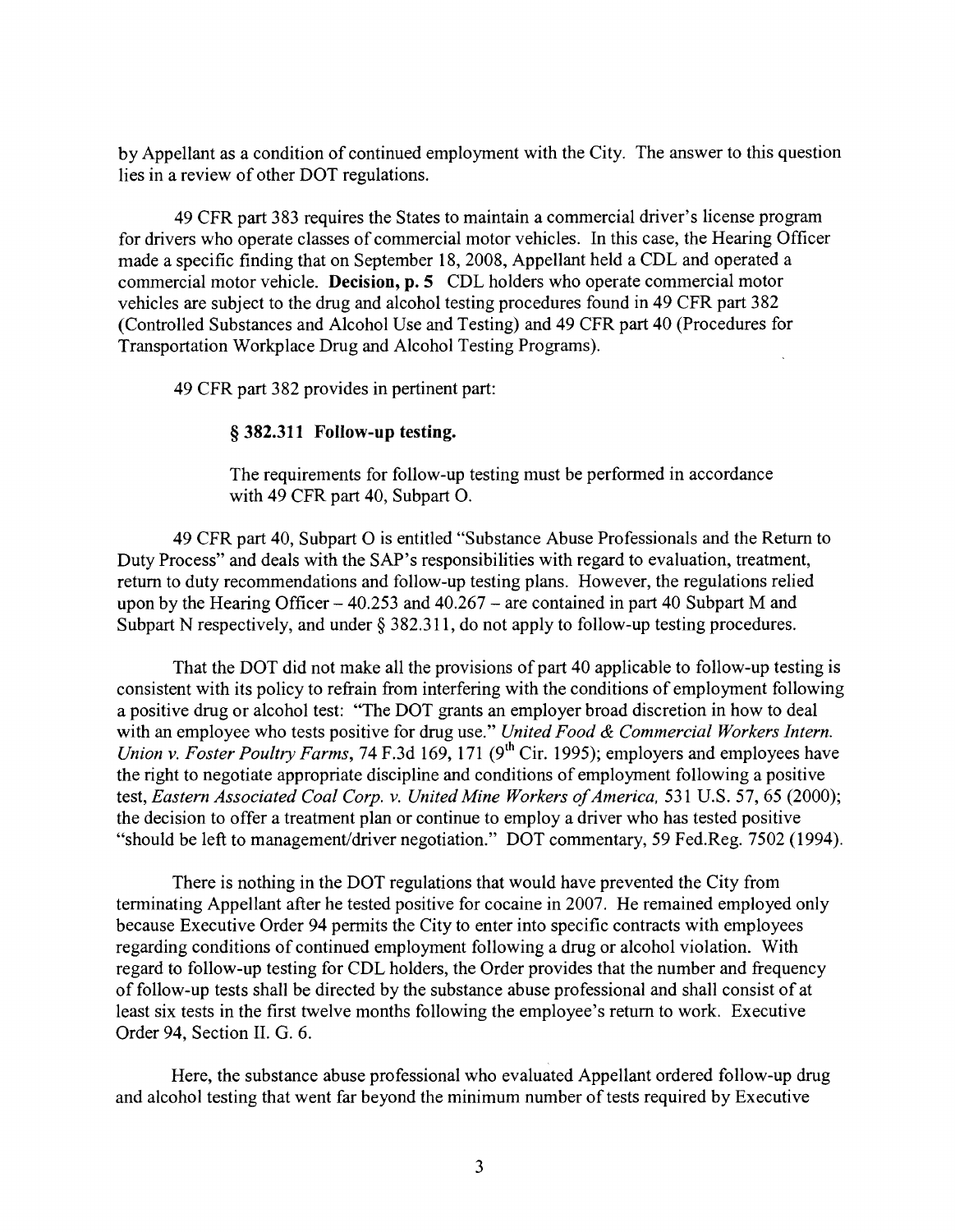by Appellant as a condition of continued employment with the City. The answer to this question lies in a review of other DOT regulations.

49 CFR part 383 requires the States to maintain a commercial driver's license program for drivers who operate classes of commercial motor vehicles. In this case, the Hearing Officer made a specific finding that on September 18, 2008, Appellant held a CDL and operated a commercial motor vehicle. **Decision, p. 5** CDL holders who operate commercial motor vehicles are subject to the drug and alcohol testing procedures found in 49 CFR part 382 (Controlled Substances and Alcohol Use and Testing) and 49 CFR part 40 (Procedures for Transportation Workplace Drug and Alcohol Testing Programs).

49 CFR part 382 provides in pertinent part:

> **§ 382.311 Follow-up testing.**
>
> The requirements for follow-up testing must be performed in accordance with 49 CFR part 40, Subpart O.

49 CFR part 40, Subpart O is entitled "Substance Abuse Professionals and the Return to Duty Process" and deals with the SAP's responsibilities with regard to evaluation, treatment, return to duty recommendations and follow-up testing plans. However, the regulations relied upon by the Hearing Officer – 40.253 and 40.267 – are contained in part 40 Subpart M and Subpart N respectively, and under § 382.311, do not apply to follow-up testing procedures.

That the DOT did not make all the provisions of part 40 applicable to follow-up testing is consistent with its policy to refrain from interfering with the conditions of employment following a positive drug or alcohol test: "The DOT grants an employer broad discretion in how to deal with an employee who tests positive for drug use." *United Food & Commercial Workers Intern. Union v. Foster Poultry Farms*, 74 F.3d 169, 171 (9th Cir. 1995); employers and employees have the right to negotiate appropriate discipline and conditions of employment following a positive test, *Eastern Associated Coal Corp. v. United Mine Workers of America*, 531 U.S. 57, 65 (2000); the decision to offer a treatment plan or continue to employ a driver who has tested positive "should be left to management/driver negotiation." DOT commentary, 59 Fed.Reg. 7502 (1994).

There is nothing in the DOT regulations that would have prevented the City from terminating Appellant after he tested positive for cocaine in 2007. He remained employed only because Executive Order 94 permits the City to enter into specific contracts with employees regarding conditions of continued employment following a drug or alcohol violation. With regard to follow-up testing for CDL holders, the Order provides that the number and frequency of follow-up tests shall be directed by the substance abuse professional and shall consist of at least six tests in the first twelve months following the employee's return to work. Executive Order 94, Section II. G. 6.

Here, the substance abuse professional who evaluated Appellant ordered follow-up drug and alcohol testing that went far beyond the minimum number of tests required by Executive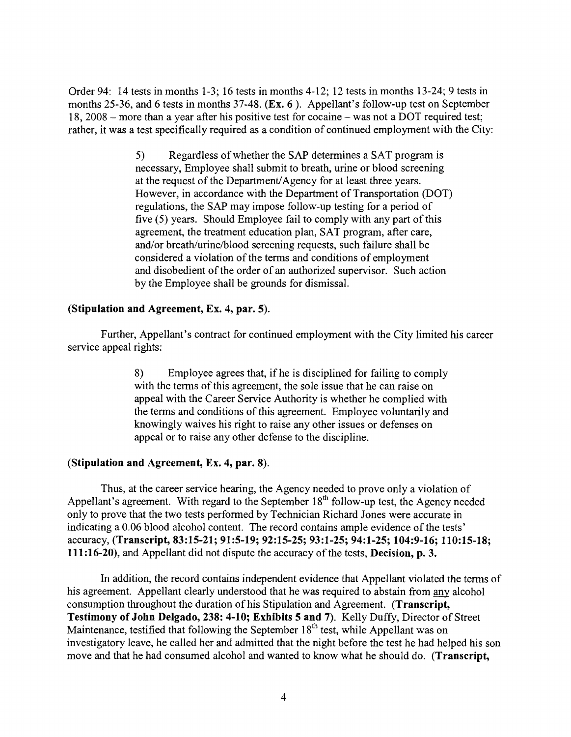Order 94: 14 tests in months 1-3; 16 tests in months 4-12; 12 tests in months 13-24; 9 tests in months 25-36, and 6 tests in months 37-48. (**Ex. 6** ). Appellant's follow-up test on September 18, 2008 – more than a year after his positive test for cocaine – was not a DOT required test; rather, it was a test specifically required as a condition of continued employment with the City:

> 5) Regardless of whether the SAP determines a SAT program is necessary, Employee shall submit to breath, urine or blood screening at the request of the Department/Agency for at least three years. However, in accordance with the Department of Transportation (DOT) regulations, the SAP may impose follow-up testing for a period of five (5) years. Should Employee fail to comply with any part of this agreement, the treatment education plan, SAT program, after care, and/or breath/urine/blood screening requests, such failure shall be considered a violation of the terms and conditions of employment and disobedient of the order of an authorized supervisor. Such action by the Employee shall be grounds for dismissal.

**(Stipulation and Agreement, Ex. 4, par. 5).**

Further, Appellant's contract for continued employment with the City limited his career service appeal rights:

> 8) Employee agrees that, if he is disciplined for failing to comply with the terms of this agreement, the sole issue that he can raise on appeal with the Career Service Authority is whether he complied with the terms and conditions of this agreement. Employee voluntarily and knowingly waives his right to raise any other issues or defenses on appeal or to raise any other defense to the discipline.

**(Stipulation and Agreement, Ex. 4, par. 8).**

Thus, at the career service hearing, the Agency needed to prove only a violation of Appellant's agreement. With regard to the September 18th follow-up test, the Agency needed only to prove that the two tests performed by Technician Richard Jones were accurate in indicating a 0.06 blood alcohol content. The record contains ample evidence of the tests' accuracy, **(Transcript, 83:15-21; 91:5-19; 92:15-25; 93:1-25; 94:1-25; 104:9-16; 110:15-18; 111:16-20)**, and Appellant did not dispute the accuracy of the tests, **Decision, p. 3.**

In addition, the record contains independent evidence that Appellant violated the terms of his agreement. Appellant clearly understood that he was required to abstain from any alcohol consumption throughout the duration of his Stipulation and Agreement. **(Transcript, Testimony of John Delgado, 238: 4-10; Exhibits 5 and 7)**. Kelly Duffy, Director of Street Maintenance, testified that following the September 18th test, while Appellant was on investigatory leave, he called her and admitted that the night before the test he had helped his son move and that he had consumed alcohol and wanted to know what he should do. **(Transcript,**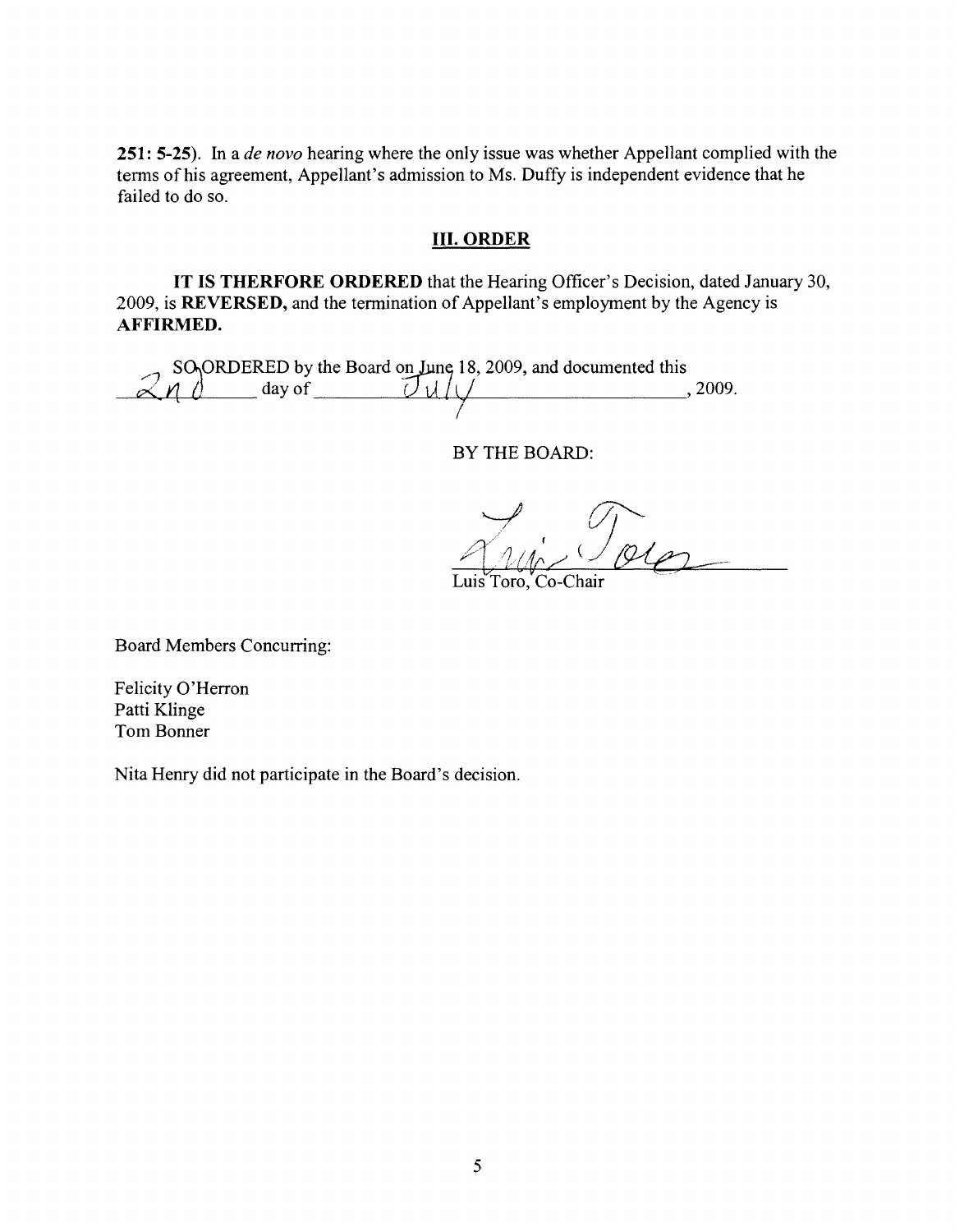**251: 5-25**). In a *de novo* hearing where the only issue was whether Appellant complied with the terms of his agreement, Appellant's admission to Ms. Duffy is independent evidence that he failed to do so.

## III. ORDER

**IT IS THERFORE ORDERED** that the Hearing Officer's Decision, dated January 30, 2009, is **REVERSED,** and the termination of Appellant's employment by the Agency is **AFFIRMED.**

SO ORDERED by the Board on June 18, 2009, and documented this 2nd day of July, 2009.

BY THE BOARD:

Luis Toro, Co-Chair

Board Members Concurring:

Felicity O'Herron
Patti Klinge
Tom Bonner

Nita Henry did not participate in the Board's decision.